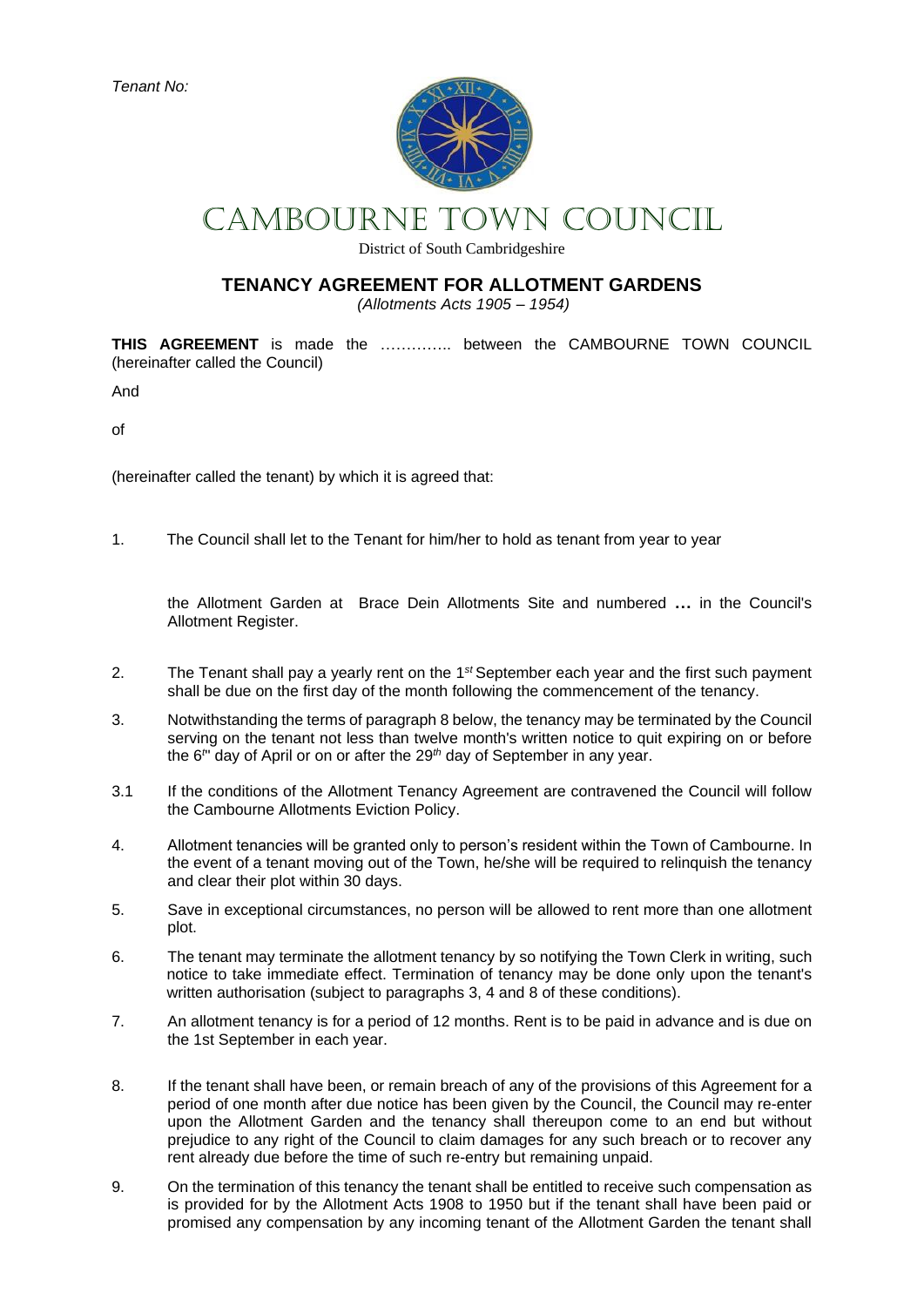*Tenant No:*

# CAMBOURNE TOWN COUNCIL

District of South Cambridgeshire

## TENANCY AGREEMENT FOR ALLOTMENT GARDENS

*(Allotments Acts 1905 – 1954)*

**THIS AGREEMENT** is made the ………….. between the CAMBOURNE TOWN COUNCIL (hereinafter called the Council)

And

of

(hereinafter called the tenant) by which it is agreed that:

1. The Council shall let to the Tenant for him/her to hold as tenant from year to year

   the Allotment Garden at Brace Dein Allotments Site and numbered **…** in the Council's Allotment Register.

2. The Tenant shall pay a yearly rent on the 1*st* September each year and the first such payment shall be due on the first day of the month following the commencement of the tenancy.

3. Notwithstanding the terms of paragraph 8 below, the tenancy may be terminated by the Council serving on the tenant not less than twelve month's written notice to quit expiring on or before the 6*th* day of April or on or after the 29*th* day of September in any year.

3.1 If the conditions of the Allotment Tenancy Agreement are contravened the Council will follow the Cambourne Allotments Eviction Policy.

4. Allotment tenancies will be granted only to person's resident within the Town of Cambourne. In the event of a tenant moving out of the Town, he/she will be required to relinquish the tenancy and clear their plot within 30 days.

5. Save in exceptional circumstances, no person will be allowed to rent more than one allotment plot.

6. The tenant may terminate the allotment tenancy by so notifying the Town Clerk in writing, such notice to take immediate effect. Termination of tenancy may be done only upon the tenant's written authorisation (subject to paragraphs 3, 4 and 8 of these conditions).

7. An allotment tenancy is for a period of 12 months. Rent is to be paid in advance and is due on the 1st September in each year.

8. If the tenant shall have been, or remain breach of any of the provisions of this Agreement for a period of one month after due notice has been given by the Council, the Council may re-enter upon the Allotment Garden and the tenancy shall thereupon come to an end but without prejudice to any right of the Council to claim damages for any such breach or to recover any rent already due before the time of such re-entry but remaining unpaid.

9. On the termination of this tenancy the tenant shall be entitled to receive such compensation as is provided for by the Allotment Acts 1908 to 1950 but if the tenant shall have been paid or promised any compensation by any incoming tenant of the Allotment Garden the tenant shall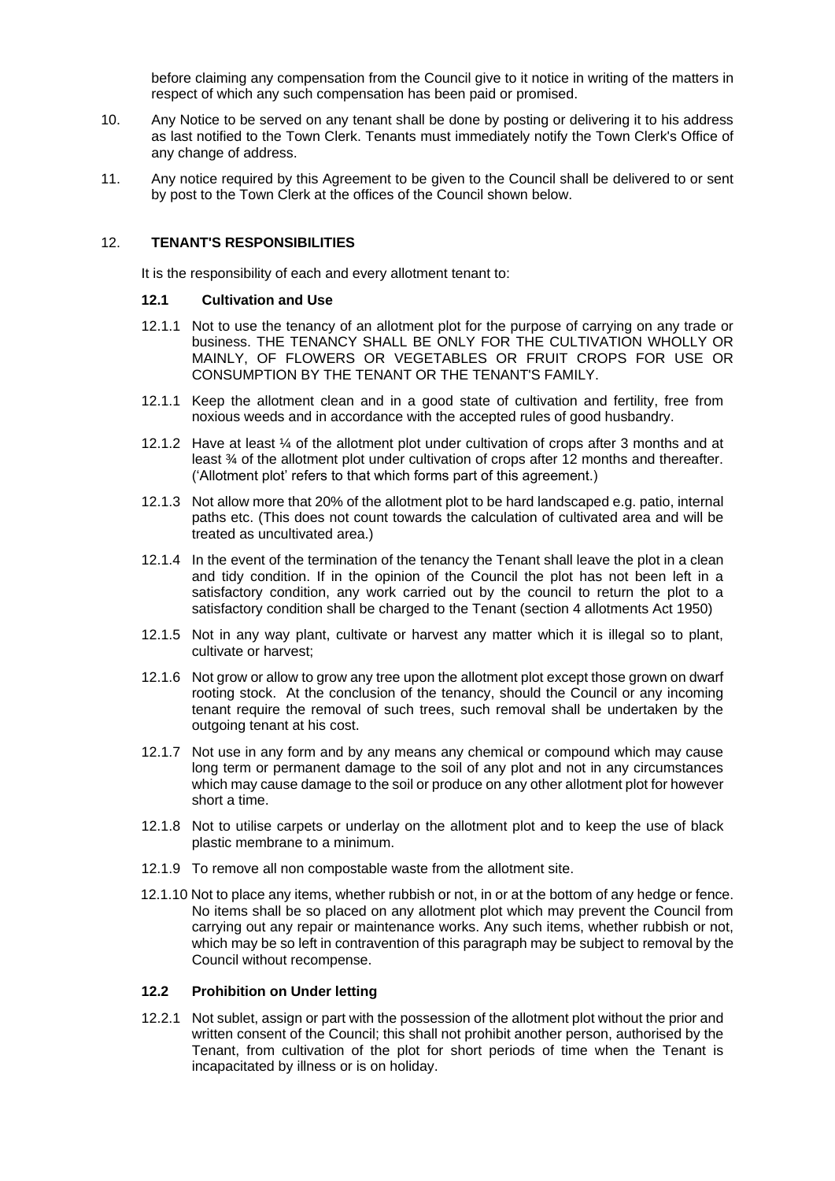before claiming any compensation from the Council give to it notice in writing of the matters in respect of which any such compensation has been paid or promised.

10. Any Notice to be served on any tenant shall be done by posting or delivering it to his address as last notified to the Town Clerk. Tenants must immediately notify the Town Clerk's Office of any change of address.

11. Any notice required by this Agreement to be given to the Council shall be delivered to or sent by post to the Town Clerk at the offices of the Council shown below.

## 12. TENANT'S RESPONSIBILITIES

It is the responsibility of each and every allotment tenant to:

### 12.1 Cultivation and Use

12.1.1 Not to use the tenancy of an allotment plot for the purpose of carrying on any trade or business. THE TENANCY SHALL BE ONLY FOR THE CULTIVATION WHOLLY OR MAINLY, OF FLOWERS OR VEGETABLES OR FRUIT CROPS FOR USE OR CONSUMPTION BY THE TENANT OR THE TENANT'S FAMILY.

12.1.1 Keep the allotment clean and in a good state of cultivation and fertility, free from noxious weeds and in accordance with the accepted rules of good husbandry.

12.1.2 Have at least ¼ of the allotment plot under cultivation of crops after 3 months and at least ¾ of the allotment plot under cultivation of crops after 12 months and thereafter. ('Allotment plot' refers to that which forms part of this agreement.)

12.1.3 Not allow more that 20% of the allotment plot to be hard landscaped e.g. patio, internal paths etc. (This does not count towards the calculation of cultivated area and will be treated as uncultivated area.)

12.1.4 In the event of the termination of the tenancy the Tenant shall leave the plot in a clean and tidy condition. If in the opinion of the Council the plot has not been left in a satisfactory condition, any work carried out by the council to return the plot to a satisfactory condition shall be charged to the Tenant (section 4 allotments Act 1950)

12.1.5 Not in any way plant, cultivate or harvest any matter which it is illegal so to plant, cultivate or harvest;

12.1.6 Not grow or allow to grow any tree upon the allotment plot except those grown on dwarf rooting stock. At the conclusion of the tenancy, should the Council or any incoming tenant require the removal of such trees, such removal shall be undertaken by the outgoing tenant at his cost.

12.1.7 Not use in any form and by any means any chemical or compound which may cause long term or permanent damage to the soil of any plot and not in any circumstances which may cause damage to the soil or produce on any other allotment plot for however short a time.

12.1.8 Not to utilise carpets or underlay on the allotment plot and to keep the use of black plastic membrane to a minimum.

12.1.9 To remove all non compostable waste from the allotment site.

12.1.10 Not to place any items, whether rubbish or not, in or at the bottom of any hedge or fence. No items shall be so placed on any allotment plot which may prevent the Council from carrying out any repair or maintenance works. Any such items, whether rubbish or not, which may be so left in contravention of this paragraph may be subject to removal by the Council without recompense.

### 12.2 Prohibition on Under letting

12.2.1 Not sublet, assign or part with the possession of the allotment plot without the prior and written consent of the Council; this shall not prohibit another person, authorised by the Tenant, from cultivation of the plot for short periods of time when the Tenant is incapacitated by illness or is on holiday.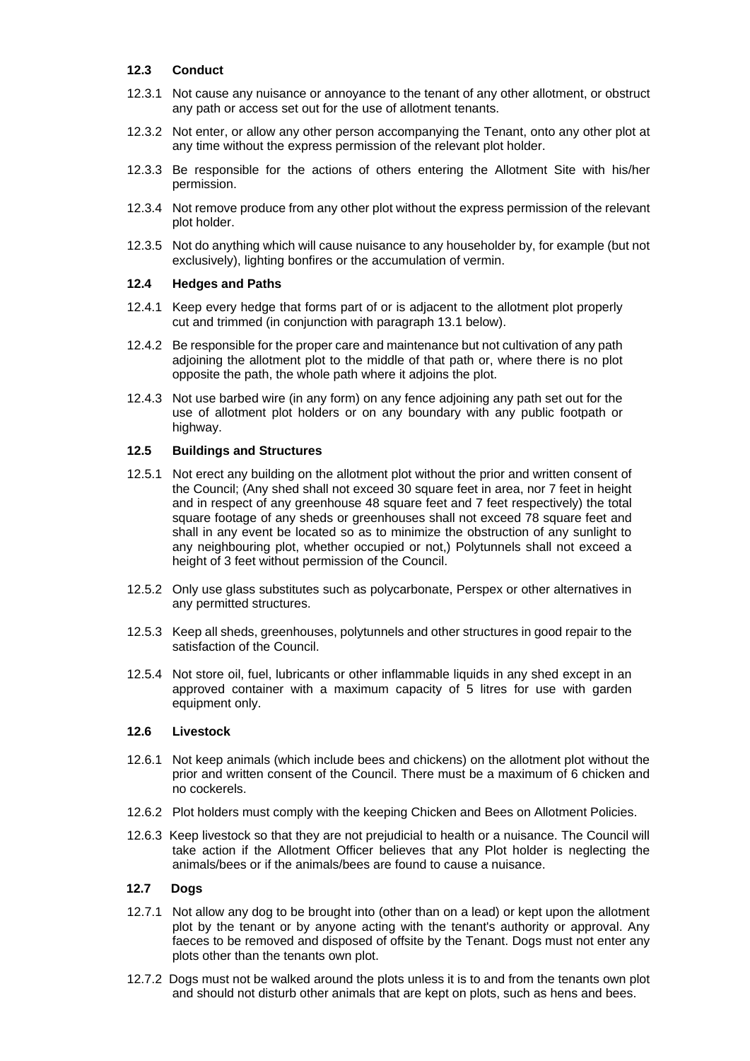### 12.3 Conduct

12.3.1 Not cause any nuisance or annoyance to the tenant of any other allotment, or obstruct any path or access set out for the use of allotment tenants.

12.3.2 Not enter, or allow any other person accompanying the Tenant, onto any other plot at any time without the express permission of the relevant plot holder.

12.3.3 Be responsible for the actions of others entering the Allotment Site with his/her permission.

12.3.4 Not remove produce from any other plot without the express permission of the relevant plot holder.

12.3.5 Not do anything which will cause nuisance to any householder by, for example (but not exclusively), lighting bonfires or the accumulation of vermin.

### 12.4 Hedges and Paths

12.4.1 Keep every hedge that forms part of or is adjacent to the allotment plot properly cut and trimmed (in conjunction with paragraph 13.1 below).

12.4.2 Be responsible for the proper care and maintenance but not cultivation of any path adjoining the allotment plot to the middle of that path or, where there is no plot opposite the path, the whole path where it adjoins the plot.

12.4.3 Not use barbed wire (in any form) on any fence adjoining any path set out for the use of allotment plot holders or on any boundary with any public footpath or highway.

### 12.5 Buildings and Structures

12.5.1 Not erect any building on the allotment plot without the prior and written consent of the Council; (Any shed shall not exceed 30 square feet in area, nor 7 feet in height and in respect of any greenhouse 48 square feet and 7 feet respectively) the total square footage of any sheds or greenhouses shall not exceed 78 square feet and shall in any event be located so as to minimize the obstruction of any sunlight to any neighbouring plot, whether occupied or not,) Polytunnels shall not exceed a height of 3 feet without permission of the Council.

12.5.2 Only use glass substitutes such as polycarbonate, Perspex or other alternatives in any permitted structures.

12.5.3 Keep all sheds, greenhouses, polytunnels and other structures in good repair to the satisfaction of the Council.

12.5.4 Not store oil, fuel, lubricants or other inflammable liquids in any shed except in an approved container with a maximum capacity of 5 litres for use with garden equipment only.

### 12.6 Livestock

12.6.1 Not keep animals (which include bees and chickens) on the allotment plot without the prior and written consent of the Council. There must be a maximum of 6 chicken and no cockerels.

12.6.2 Plot holders must comply with the keeping Chicken and Bees on Allotment Policies.

12.6.3 Keep livestock so that they are not prejudicial to health or a nuisance. The Council will take action if the Allotment Officer believes that any Plot holder is neglecting the animals/bees or if the animals/bees are found to cause a nuisance.

### 12.7 Dogs

12.7.1 Not allow any dog to be brought into (other than on a lead) or kept upon the allotment plot by the tenant or by anyone acting with the tenant's authority or approval. Any faeces to be removed and disposed of offsite by the Tenant. Dogs must not enter any plots other than the tenants own plot.

12.7.2 Dogs must not be walked around the plots unless it is to and from the tenants own plot and should not disturb other animals that are kept on plots, such as hens and bees.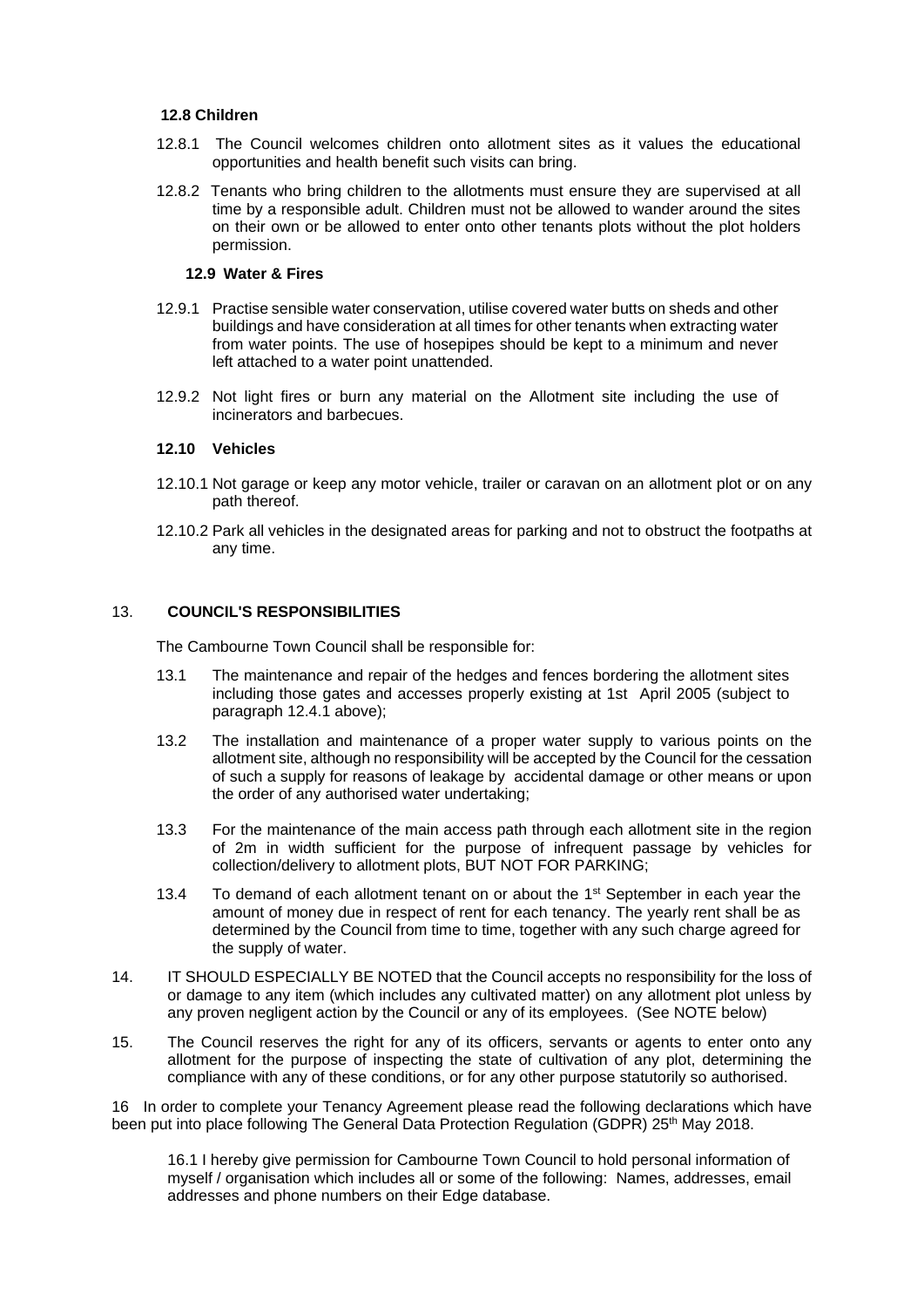**12.8 Children**

12.8.1 The Council welcomes children onto allotment sites as it values the educational opportunities and health benefit such visits can bring.

12.8.2 Tenants who bring children to the allotments must ensure they are supervised at all time by a responsible adult. Children must not be allowed to wander around the sites on their own or be allowed to enter onto other tenants plots without the plot holders permission.

**12.9 Water & Fires**

12.9.1 Practise sensible water conservation, utilise covered water butts on sheds and other buildings and have consideration at all times for other tenants when extracting water from water points. The use of hosepipes should be kept to a minimum and never left attached to a water point unattended.

12.9.2 Not light fires or burn any material on the Allotment site including the use of incinerators and barbecues.

**12.10 Vehicles**

12.10.1 Not garage or keep any motor vehicle, trailer or caravan on an allotment plot or on any path thereof.

12.10.2 Park all vehicles in the designated areas for parking and not to obstruct the footpaths at any time.

13. **COUNCIL'S RESPONSIBILITIES**

The Cambourne Town Council shall be responsible for:

13.1 The maintenance and repair of the hedges and fences bordering the allotment sites including those gates and accesses properly existing at 1st April 2005 (subject to paragraph 12.4.1 above);

13.2 The installation and maintenance of a proper water supply to various points on the allotment site, although no responsibility will be accepted by the Council for the cessation of such a supply for reasons of leakage by accidental damage or other means or upon the order of any authorised water undertaking;

13.3 For the maintenance of the main access path through each allotment site in the region of 2m in width sufficient for the purpose of infrequent passage by vehicles for collection/delivery to allotment plots, BUT NOT FOR PARKING;

13.4 To demand of each allotment tenant on or about the 1st September in each year the amount of money due in respect of rent for each tenancy. The yearly rent shall be as determined by the Council from time to time, together with any such charge agreed for the supply of water.

14. IT SHOULD ESPECIALLY BE NOTED that the Council accepts no responsibility for the loss of or damage to any item (which includes any cultivated matter) on any allotment plot unless by any proven negligent action by the Council or any of its employees. (See NOTE below)

15. The Council reserves the right for any of its officers, servants or agents to enter onto any allotment for the purpose of inspecting the state of cultivation of any plot, determining the compliance with any of these conditions, or for any other purpose statutorily so authorised.

16 In order to complete your Tenancy Agreement please read the following declarations which have been put into place following The General Data Protection Regulation (GDPR) 25th May 2018.

16.1 I hereby give permission for Cambourne Town Council to hold personal information of myself / organisation which includes all or some of the following: Names, addresses, email addresses and phone numbers on their Edge database.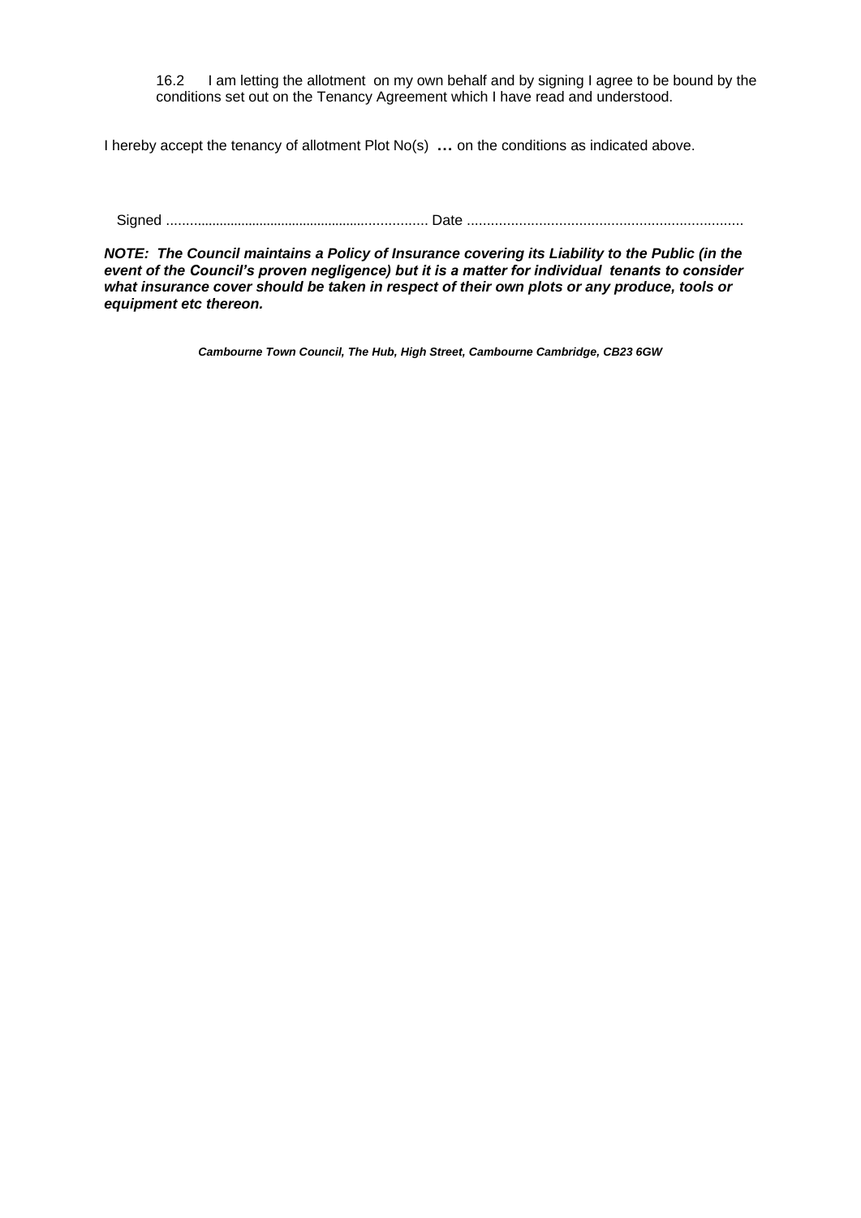16.2 I am letting the allotment on my own behalf and by signing I agree to be bound by the conditions set out on the Tenancy Agreement which I have read and understood.

I hereby accept the tenancy of allotment Plot No(s) **…** on the conditions as indicated above.

Signed ...................................................................... Date .....................................................................

***NOTE: The Council maintains a Policy of Insurance covering its Liability to the Public (in the event of the Council's proven negligence) but it is a matter for individual tenants to consider what insurance cover should be taken in respect of their own plots or any produce, tools or equipment etc thereon.***

***Cambourne Town Council, The Hub, High Street, Cambourne Cambridge, CB23 6GW***